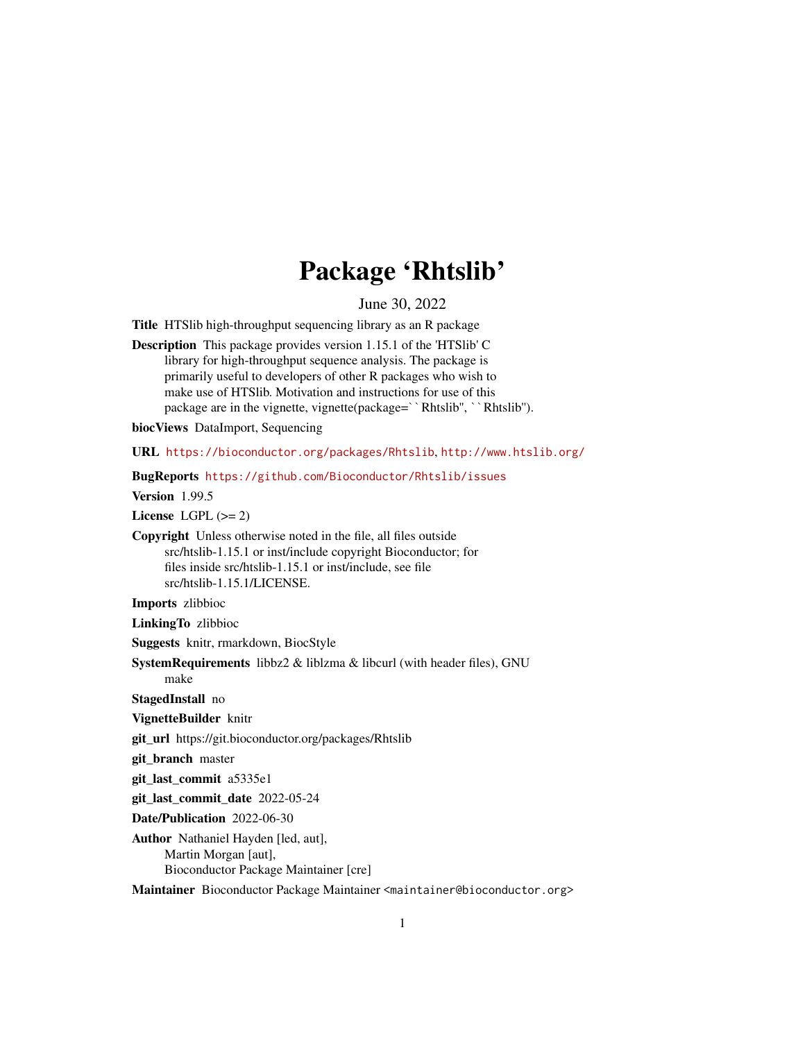# Package 'Rhtslib'

June 30, 2022

**Title** HTSlib high-throughput sequencing library as an R package

**Description** This package provides version 1.15.1 of the 'HTSlib' C library for high-throughput sequence analysis. The package is primarily useful to developers of other R packages who wish to make use of HTSlib. Motivation and instructions for use of this package are in the vignette, vignette(package="Rhtslib", "Rhtslib").

**biocViews** DataImport, Sequencing

**URL** https://bioconductor.org/packages/Rhtslib, http://www.htslib.org/

**BugReports** https://github.com/Bioconductor/Rhtslib/issues

**Version** 1.99.5

**License** LGPL (>= 2)

**Copyright** Unless otherwise noted in the file, all files outside src/htslib-1.15.1 or inst/include copyright Bioconductor; for files inside src/htslib-1.15.1 or inst/include, see file src/htslib-1.15.1/LICENSE.

**Imports** zlibbioc

**LinkingTo** zlibbioc

**Suggests** knitr, rmarkdown, BiocStyle

**SystemRequirements** libbz2 & liblzma & libcurl (with header files), GNU make

**StagedInstall** no

**VignetteBuilder** knitr

**git_url** https://git.bioconductor.org/packages/Rhtslib

**git_branch** master

**git_last_commit** a5335e1

**git_last_commit_date** 2022-05-24

**Date/Publication** 2022-06-30

**Author** Nathaniel Hayden [led, aut],
Martin Morgan [aut],
Bioconductor Package Maintainer [cre]

**Maintainer** Bioconductor Package Maintainer <maintainer@bioconductor.org>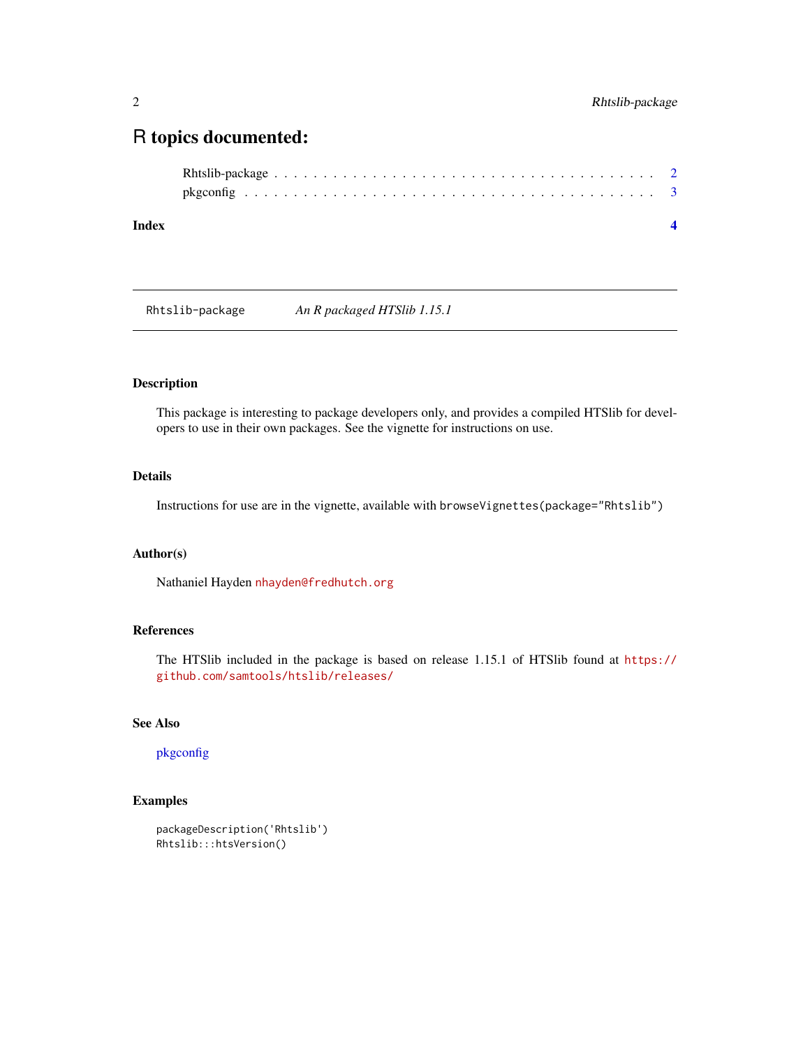# R topics documented:

Rhtslib-package . . . . . . . . . . . . . . . . . . . . . . . . . . . . . . . . . . . . 2
pkgconfig . . . . . . . . . . . . . . . . . . . . . . . . . . . . . . . . . . . . . . . 3

**Index** **4**

---

Rhtslib-package *An R packaged HTSlib 1.15.1*

---

## Description

This package is interesting to package developers only, and provides a compiled HTSlib for developers to use in their own packages. See the vignette for instructions on use.

## Details

Instructions for use are in the vignette, available with `browseVignettes(package="Rhtslib")`

## Author(s)

Nathaniel Hayden nhayden@fredhutch.org

## References

The HTSlib included in the package is based on release 1.15.1 of HTSlib found at https://github.com/samtools/htslib/releases/

## See Also

pkgconfig

## Examples

```
packageDescription('Rhtslib')
Rhtslib:::htsVersion()
```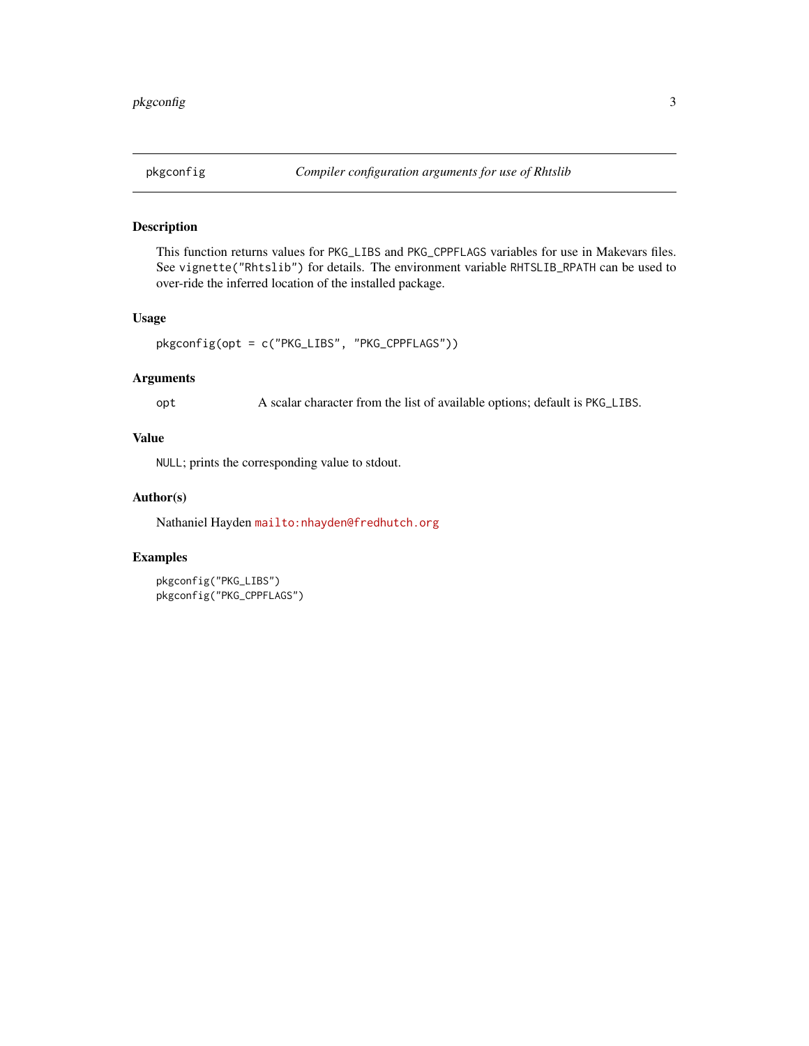pkgconfig *Compiler configuration arguments for use of Rhtslib*

## Description

This function returns values for `PKG_LIBS` and `PKG_CPPFLAGS` variables for use in Makevars files. See `vignette("Rhtslib")` for details. The environment variable `RHTSLIB_RPATH` can be used to over-ride the inferred location of the installed package.

## Usage

```
pkgconfig(opt = c("PKG_LIBS", "PKG_CPPFLAGS"))
```

## Arguments

| | |
|---|---|
| opt | A scalar character from the list of available options; default is `PKG_LIBS`. |

## Value

`NULL`; prints the corresponding value to stdout.

## Author(s)

Nathaniel Hayden mailto:nhayden@fredhutch.org

## Examples

```
pkgconfig("PKG_LIBS")
pkgconfig("PKG_CPPFLAGS")
```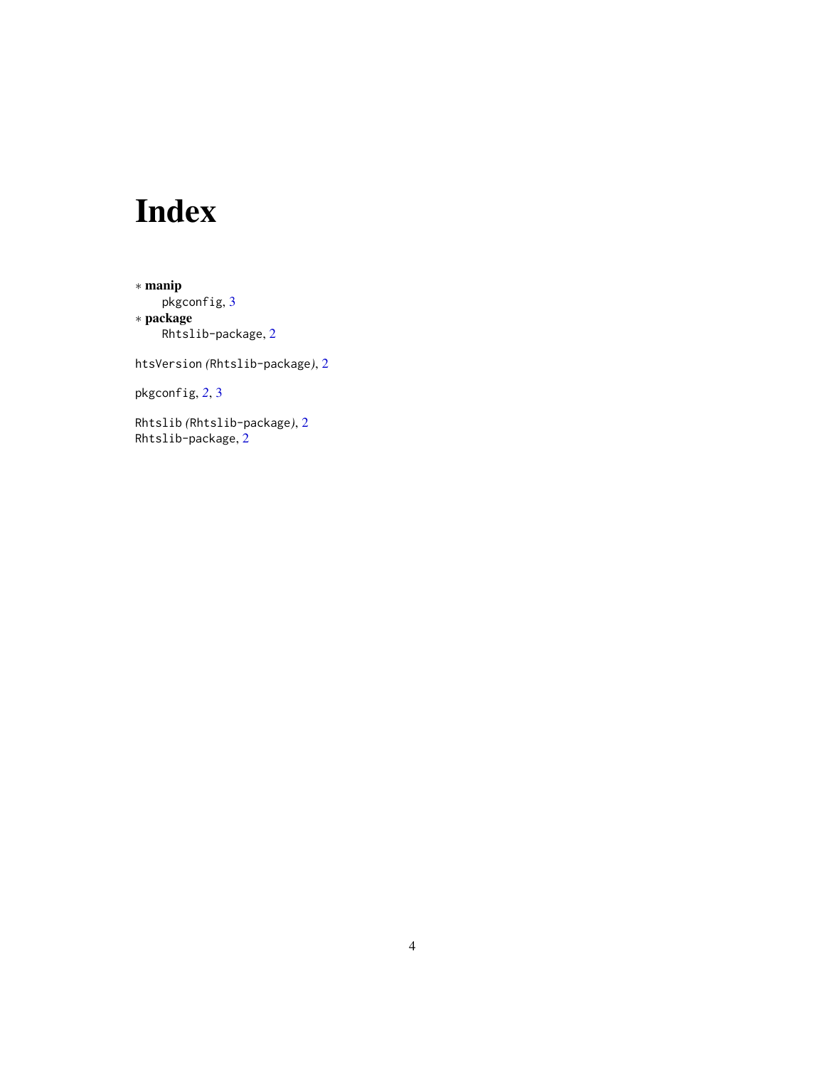# Index

∗ **manip**
    pkgconfig, 3

∗ **package**
    Rhtslib-package, 2

htsVersion *(*Rhtslib-package*)*, 2

pkgconfig, *2*, 3

Rhtslib *(*Rhtslib-package*)*, 2
Rhtslib-package, 2